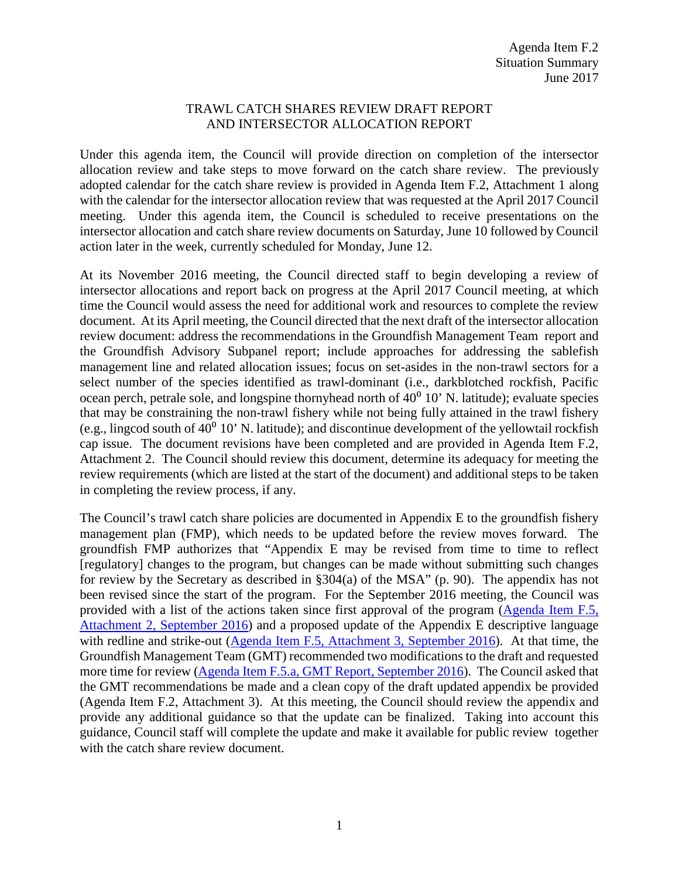Agenda Item F.2
Situation Summary
June 2017

# TRAWL CATCH SHARES REVIEW DRAFT REPORT AND INTERSECTOR ALLOCATION REPORT

Under this agenda item, the Council will provide direction on completion of the intersector allocation review and take steps to move forward on the catch share review. The previously adopted calendar for the catch share review is provided in Agenda Item F.2, Attachment 1 along with the calendar for the intersector allocation review that was requested at the April 2017 Council meeting. Under this agenda item, the Council is scheduled to receive presentations on the intersector allocation and catch share review documents on Saturday, June 10 followed by Council action later in the week, currently scheduled for Monday, June 12.

At its November 2016 meeting, the Council directed staff to begin developing a review of intersector allocations and report back on progress at the April 2017 Council meeting, at which time the Council would assess the need for additional work and resources to complete the review document. At its April meeting, the Council directed that the next draft of the intersector allocation review document: address the recommendations in the Groundfish Management Team report and the Groundfish Advisory Subpanel report; include approaches for addressing the sablefish management line and related allocation issues; focus on set-asides in the non-trawl sectors for a select number of the species identified as trawl-dominant (i.e., darkblotched rockfish, Pacific ocean perch, petrale sole, and longspine thornyhead north of $40^0$ 10' N. latitude); evaluate species that may be constraining the non-trawl fishery while not being fully attained in the trawl fishery (e.g., lingcod south of $40^0$ 10' N. latitude); and discontinue development of the yellowtail rockfish cap issue. The document revisions have been completed and are provided in Agenda Item F.2, Attachment 2. The Council should review this document, determine its adequacy for meeting the review requirements (which are listed at the start of the document) and additional steps to be taken in completing the review process, if any.

The Council's trawl catch share policies are documented in Appendix E to the groundfish fishery management plan (FMP), which needs to be updated before the review moves forward. The groundfish FMP authorizes that "Appendix E may be revised from time to time to reflect [regulatory] changes to the program, but changes can be made without submitting such changes for review by the Secretary as described in §304(a) of the MSA" (p. 90). The appendix has not been revised since the start of the program. For the September 2016 meeting, the Council was provided with a list of the actions taken since first approval of the program (Agenda Item F.5, Attachment 2, September 2016) and a proposed update of the Appendix E descriptive language with redline and strike-out (Agenda Item F.5, Attachment 3, September 2016). At that time, the Groundfish Management Team (GMT) recommended two modifications to the draft and requested more time for review (Agenda Item F.5.a, GMT Report, September 2016). The Council asked that the GMT recommendations be made and a clean copy of the draft updated appendix be provided (Agenda Item F.2, Attachment 3). At this meeting, the Council should review the appendix and provide any additional guidance so that the update can be finalized. Taking into account this guidance, Council staff will complete the update and make it available for public review together with the catch share review document.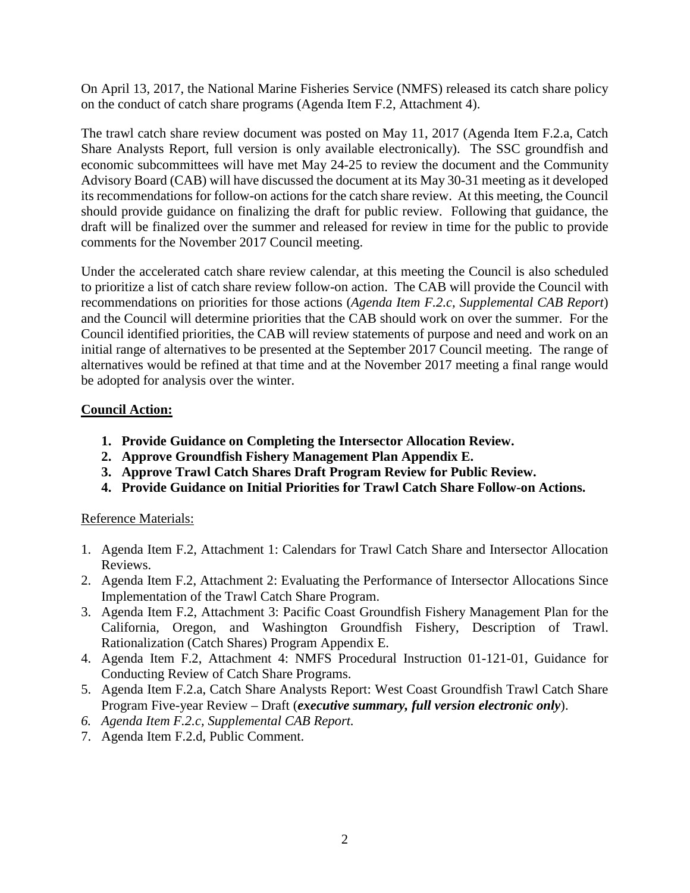On April 13, 2017, the National Marine Fisheries Service (NMFS) released its catch share policy on the conduct of catch share programs (Agenda Item F.2, Attachment 4).

The trawl catch share review document was posted on May 11, 2017 (Agenda Item F.2.a, Catch Share Analysts Report, full version is only available electronically). The SSC groundfish and economic subcommittees will have met May 24-25 to review the document and the Community Advisory Board (CAB) will have discussed the document at its May 30-31 meeting as it developed its recommendations for follow-on actions for the catch share review. At this meeting, the Council should provide guidance on finalizing the draft for public review. Following that guidance, the draft will be finalized over the summer and released for review in time for the public to provide comments for the November 2017 Council meeting.

Under the accelerated catch share review calendar, at this meeting the Council is also scheduled to prioritize a list of catch share review follow-on action. The CAB will provide the Council with recommendations on priorities for those actions (*Agenda Item F.2.c, Supplemental CAB Report*) and the Council will determine priorities that the CAB should work on over the summer. For the Council identified priorities, the CAB will review statements of purpose and need and work on an initial range of alternatives to be presented at the September 2017 Council meeting. The range of alternatives would be refined at that time and at the November 2017 meeting a final range would be adopted for analysis over the winter.

**Council Action:**

1. **Provide Guidance on Completing the Intersector Allocation Review.**
2. **Approve Groundfish Fishery Management Plan Appendix E.**
3. **Approve Trawl Catch Shares Draft Program Review for Public Review.**
4. **Provide Guidance on Initial Priorities for Trawl Catch Share Follow-on Actions.**

Reference Materials:

1. Agenda Item F.2, Attachment 1: Calendars for Trawl Catch Share and Intersector Allocation Reviews.
2. Agenda Item F.2, Attachment 2: Evaluating the Performance of Intersector Allocations Since Implementation of the Trawl Catch Share Program.
3. Agenda Item F.2, Attachment 3: Pacific Coast Groundfish Fishery Management Plan for the California, Oregon, and Washington Groundfish Fishery, Description of Trawl. Rationalization (Catch Shares) Program Appendix E.
4. Agenda Item F.2, Attachment 4: NMFS Procedural Instruction 01-121-01, Guidance for Conducting Review of Catch Share Programs.
5. Agenda Item F.2.a, Catch Share Analysts Report: West Coast Groundfish Trawl Catch Share Program Five-year Review – Draft (***executive summary, full version electronic only***).
6. *Agenda Item F.2.c, Supplemental CAB Report.*
7. Agenda Item F.2.d, Public Comment.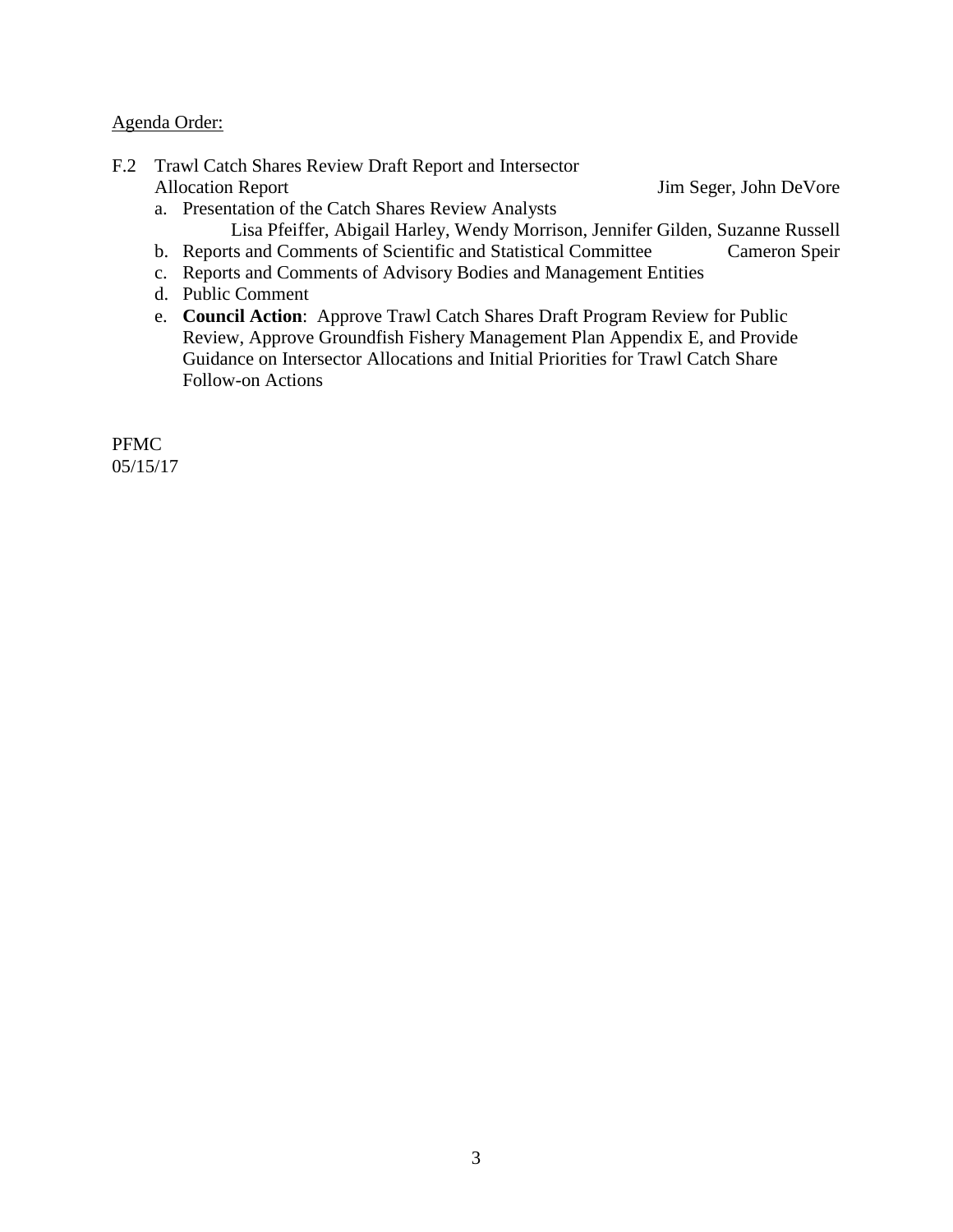Agenda Order:

F.2 Trawl Catch Shares Review Draft Report and Intersector Allocation Report — Jim Seger, John DeVore

a. Presentation of the Catch Shares Review Analysts — Lisa Pfeiffer, Abigail Harley, Wendy Morrison, Jennifer Gilden, Suzanne Russell
b. Reports and Comments of Scientific and Statistical Committee — Cameron Speir
c. Reports and Comments of Advisory Bodies and Management Entities
d. Public Comment
e. **Council Action**: Approve Trawl Catch Shares Draft Program Review for Public Review, Approve Groundfish Fishery Management Plan Appendix E, and Provide Guidance on Intersector Allocations and Initial Priorities for Trawl Catch Share Follow-on Actions

PFMC
05/15/17